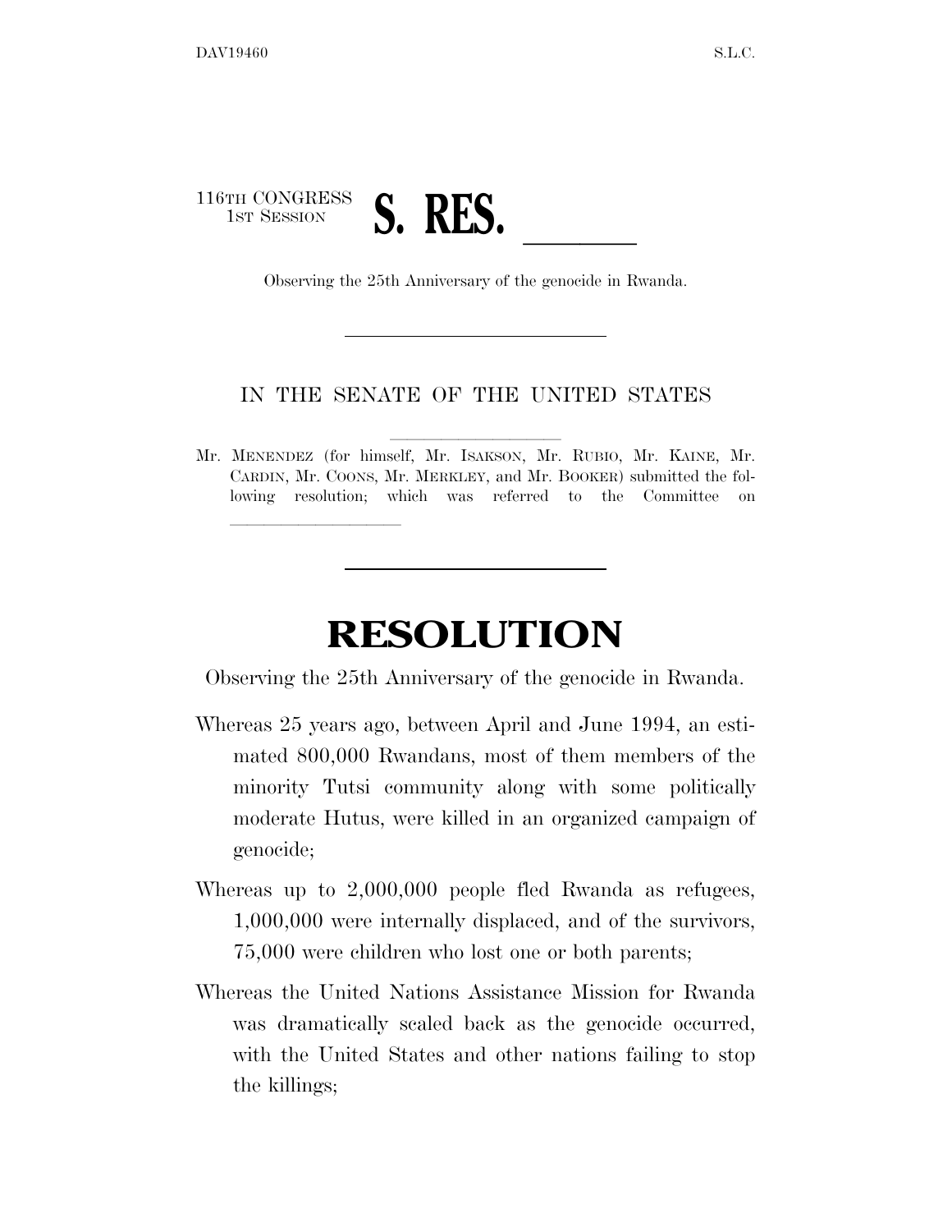116TH CONGRESS
1ST SESSION

# S. RES. \_\_\_\_\_\_

Observing the 25th Anniversary of the genocide in Rwanda.

---

IN THE SENATE OF THE UNITED STATES

Mr. MENENDEZ (for himself, Mr. ISAKSON, Mr. RUBIO, Mr. KAINE, Mr. CARDIN, Mr. COONS, Mr. MERKLEY, and Mr. BOOKER) submitted the following resolution; which was referred to the Committee on \_\_\_\_\_\_\_\_\_\_\_\_\_\_\_\_

---

# RESOLUTION

Observing the 25th Anniversary of the genocide in Rwanda.

Whereas 25 years ago, between April and June 1994, an estimated 800,000 Rwandans, most of them members of the minority Tutsi community along with some politically moderate Hutus, were killed in an organized campaign of genocide;

Whereas up to 2,000,000 people fled Rwanda as refugees, 1,000,000 were internally displaced, and of the survivors, 75,000 were children who lost one or both parents;

Whereas the United Nations Assistance Mission for Rwanda was dramatically scaled back as the genocide occurred, with the United States and other nations failing to stop the killings;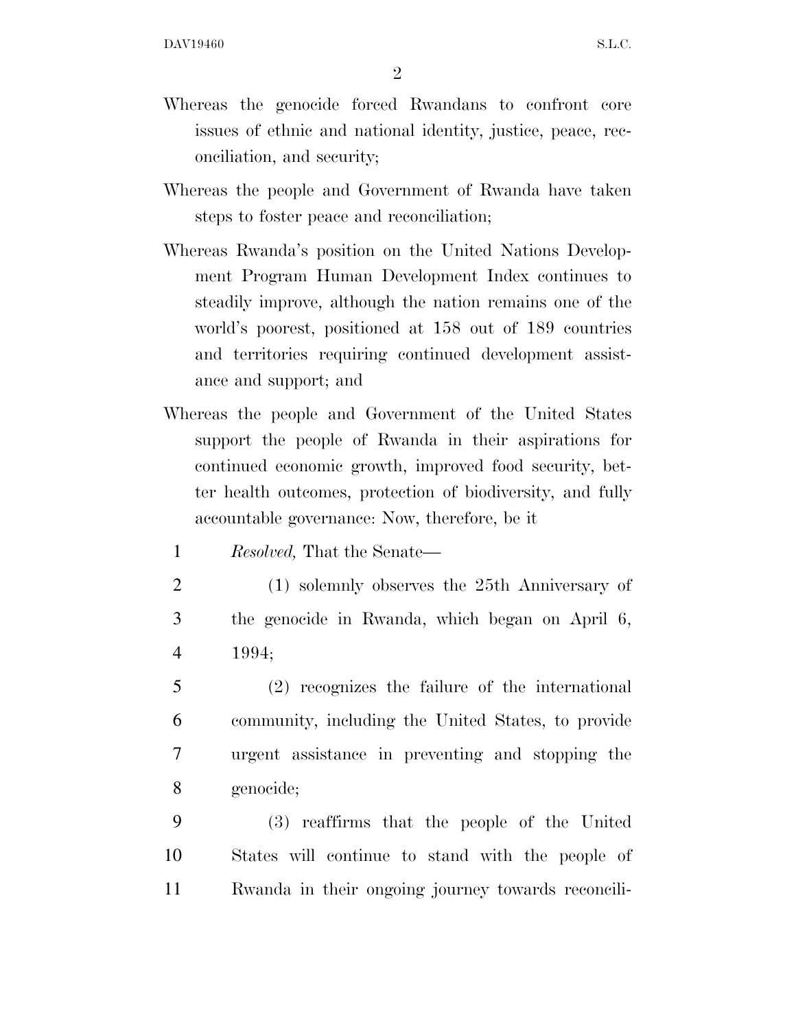Whereas the genocide forced Rwandans to confront core issues of ethnic and national identity, justice, peace, reconciliation, and security;

Whereas the people and Government of Rwanda have taken steps to foster peace and reconciliation;

Whereas Rwanda's position on the United Nations Development Program Human Development Index continues to steadily improve, although the nation remains one of the world's poorest, positioned at 158 out of 189 countries and territories requiring continued development assistance and support; and

Whereas the people and Government of the United States support the people of Rwanda in their aspirations for continued economic growth, improved food security, better health outcomes, protection of biodiversity, and fully accountable governance: Now, therefore, be it

*Resolved,* That the Senate—

(1) solemnly observes the 25th Anniversary of the genocide in Rwanda, which began on April 6, 1994;

(2) recognizes the failure of the international community, including the United States, to provide urgent assistance in preventing and stopping the genocide;

(3) reaffirms that the people of the United States will continue to stand with the people of Rwanda in their ongoing journey towards reconcili-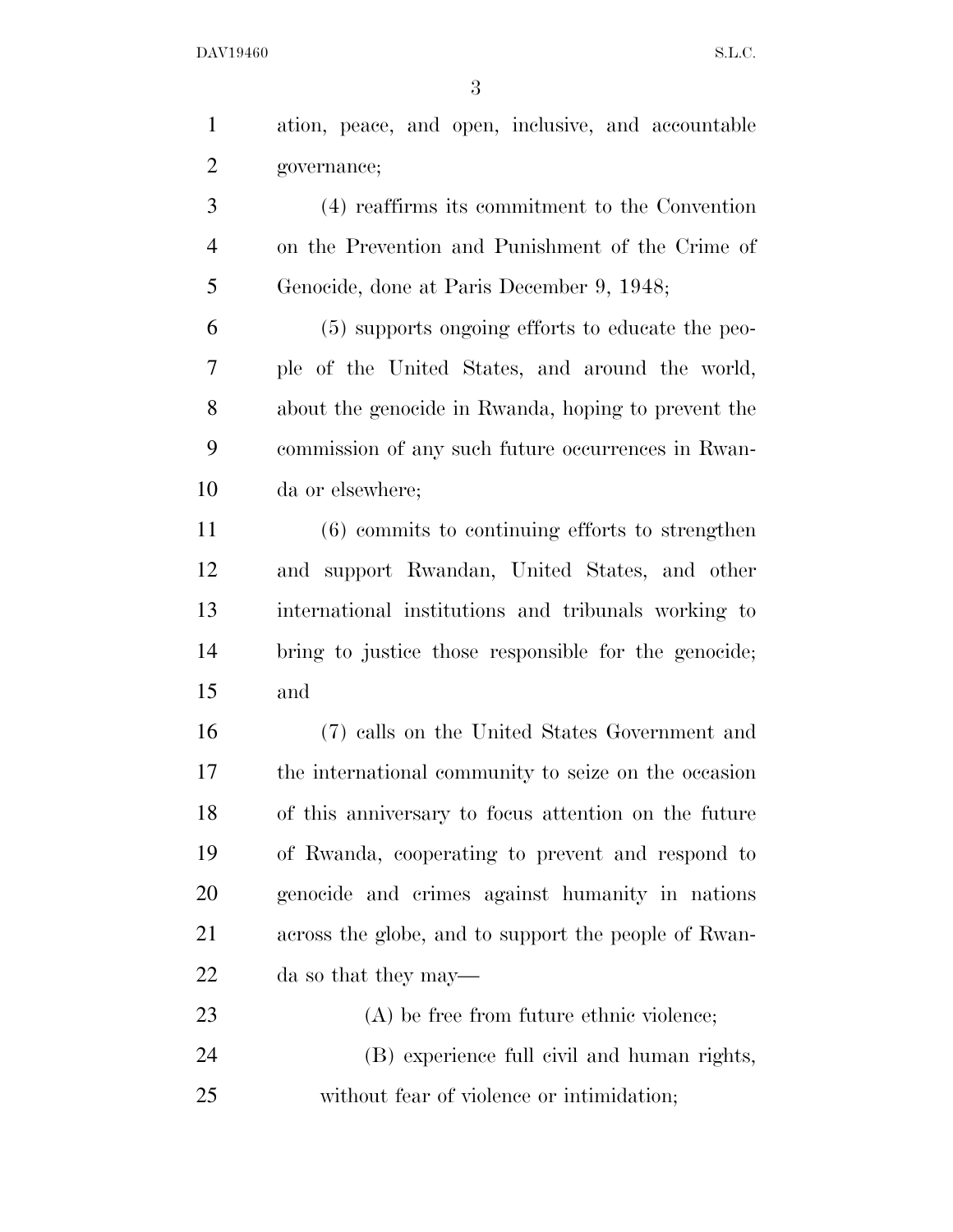ation, peace, and open, inclusive, and accountable governance;

(4) reaffirms its commitment to the Convention on the Prevention and Punishment of the Crime of Genocide, done at Paris December 9, 1948;

(5) supports ongoing efforts to educate the people of the United States, and around the world, about the genocide in Rwanda, hoping to prevent the commission of any such future occurrences in Rwanda or elsewhere;

(6) commits to continuing efforts to strengthen and support Rwandan, United States, and other international institutions and tribunals working to bring to justice those responsible for the genocide; and

(7) calls on the United States Government and the international community to seize on the occasion of this anniversary to focus attention on the future of Rwanda, cooperating to prevent and respond to genocide and crimes against humanity in nations across the globe, and to support the people of Rwanda so that they may—

(A) be free from future ethnic violence;

(B) experience full civil and human rights, without fear of violence or intimidation;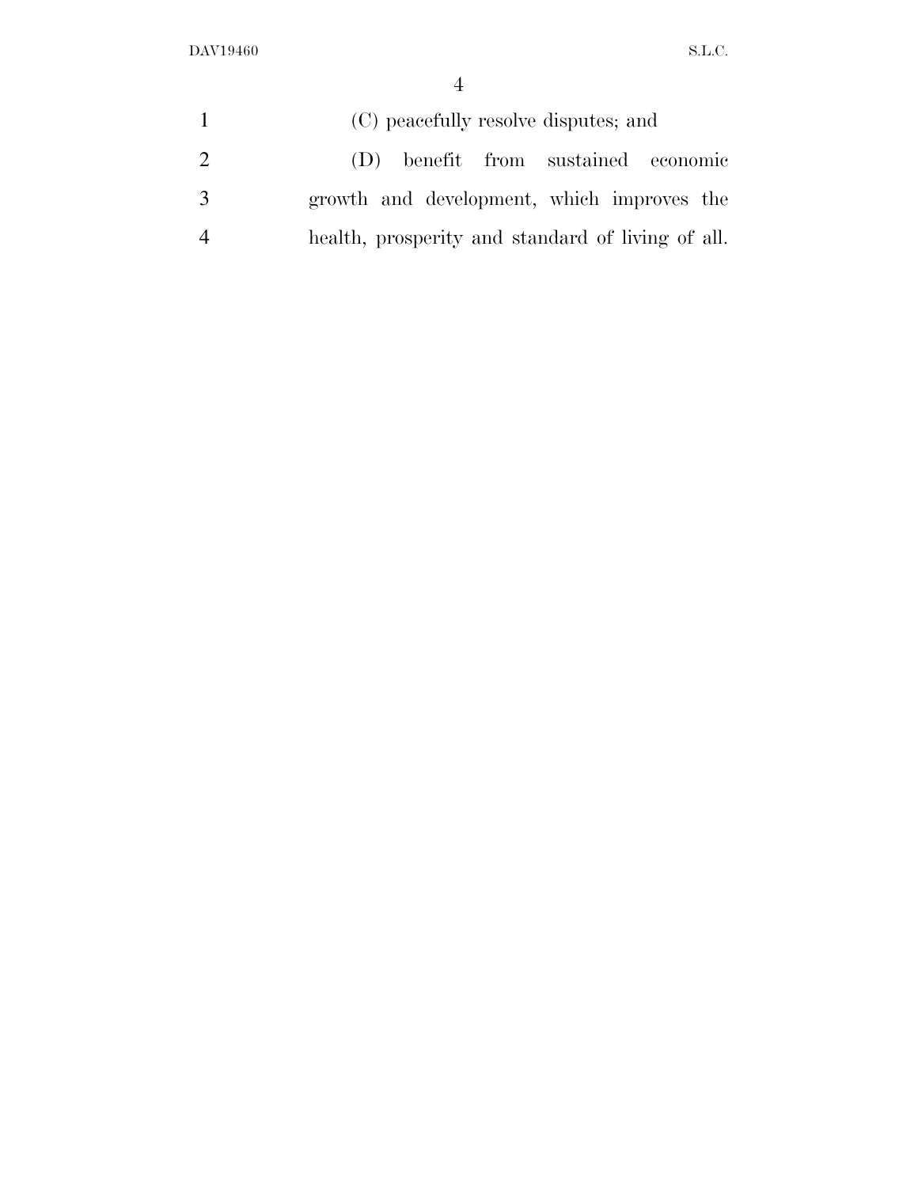(C) peacefully resolve disputes; and

(D) benefit from sustained economic growth and development, which improves the health, prosperity and standard of living of all.